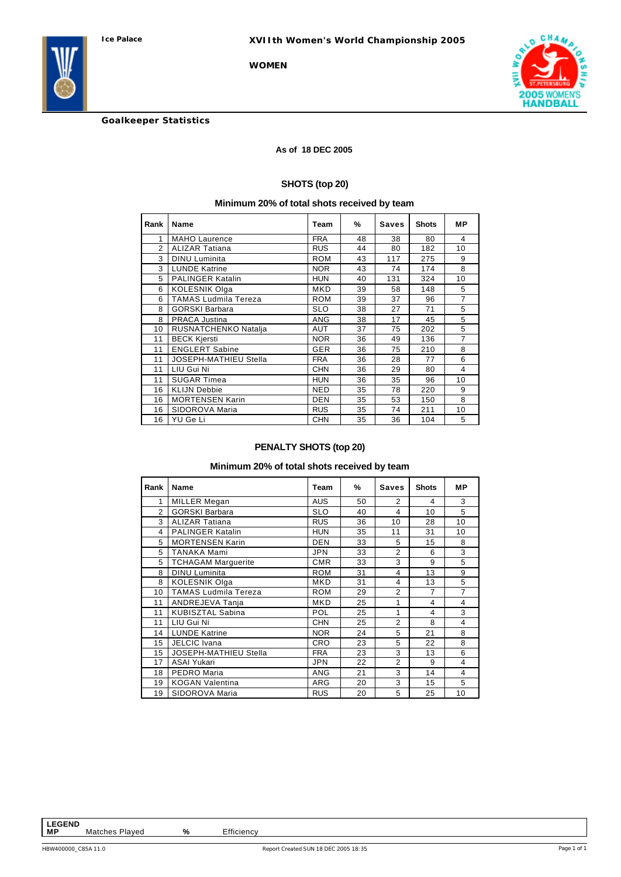Ice Palace

# XVIIth Women's World Championship 2005

**WOMEN**

## Goalkeeper Statistics

**As of 18 DEC 2005**

### SHOTS (top 20)

**Minimum 20% of total shots received by team**

| Rank | Name | Team | % | Saves | Shots | MP |
|---|---|---|---|---|---|---|
| 1 | MAHO Laurence | FRA | 48 | 38 | 80 | 4 |
| 2 | ALIZAR Tatiana | RUS | 44 | 80 | 182 | 10 |
| 3 | DINU Luminita | ROM | 43 | 117 | 275 | 9 |
| 3 | LUNDE Katrine | NOR | 43 | 74 | 174 | 8 |
| 5 | PALINGER Katalin | HUN | 40 | 131 | 324 | 10 |
| 6 | KOLESNIK Olga | MKD | 39 | 58 | 148 | 5 |
| 6 | TAMAS Ludmila Tereza | ROM | 39 | 37 | 96 | 7 |
| 8 | GORSKI Barbara | SLO | 38 | 27 | 71 | 5 |
| 8 | PRACA Justina | ANG | 38 | 17 | 45 | 5 |
| 10 | RUSNATCHENKO Natalja | AUT | 37 | 75 | 202 | 5 |
| 11 | BECK Kjersti | NOR | 36 | 49 | 136 | 7 |
| 11 | ENGLERT Sabine | GER | 36 | 75 | 210 | 8 |
| 11 | JOSEPH-MATHIEU Stella | FRA | 36 | 28 | 77 | 6 |
| 11 | LIU Gui Ni | CHN | 36 | 29 | 80 | 4 |
| 11 | SUGAR Timea | HUN | 36 | 35 | 96 | 10 |
| 16 | KLIJN Debbie | NED | 35 | 78 | 220 | 9 |
| 16 | MORTENSEN Karin | DEN | 35 | 53 | 150 | 8 |
| 16 | SIDOROVA Maria | RUS | 35 | 74 | 211 | 10 |
| 16 | YU Ge Li | CHN | 35 | 36 | 104 | 5 |

### PENALTY SHOTS (top 20)

**Minimum 20% of total shots received by team**

| Rank | Name | Team | % | Saves | Shots | MP |
|---|---|---|---|---|---|---|
| 1 | MILLER Megan | AUS | 50 | 2 | 4 | 3 |
| 2 | GORSKI Barbara | SLO | 40 | 4 | 10 | 5 |
| 3 | ALIZAR Tatiana | RUS | 36 | 10 | 28 | 10 |
| 4 | PALINGER Katalin | HUN | 35 | 11 | 31 | 10 |
| 5 | MORTENSEN Karin | DEN | 33 | 5 | 15 | 8 |
| 5 | TANAKA Mami | JPN | 33 | 2 | 6 | 3 |
| 5 | TCHAGAM Marguerite | CMR | 33 | 3 | 9 | 5 |
| 8 | DINU Luminita | ROM | 31 | 4 | 13 | 9 |
| 8 | KOLESNIK Olga | MKD | 31 | 4 | 13 | 5 |
| 10 | TAMAS Ludmila Tereza | ROM | 29 | 2 | 7 | 7 |
| 11 | ANDREJEVA Tanja | MKD | 25 | 1 | 4 | 4 |
| 11 | KUBISZTAL Sabina | POL | 25 | 1 | 4 | 3 |
| 11 | LIU Gui Ni | CHN | 25 | 2 | 8 | 4 |
| 14 | LUNDE Katrine | NOR | 24 | 5 | 21 | 8 |
| 15 | JELCIC Ivana | CRO | 23 | 5 | 22 | 8 |
| 15 | JOSEPH-MATHIEU Stella | FRA | 23 | 3 | 13 | 6 |
| 17 | ASAI Yukari | JPN | 22 | 2 | 9 | 4 |
| 18 | PEDRO Maria | ANG | 21 | 3 | 14 | 4 |
| 19 | KOGAN Valentina | ARG | 20 | 3 | 15 | 5 |
| 19 | SIDOROVA Maria | RUS | 20 | 5 | 25 | 10 |

**LEGEND**
**MP** Matches Played    **%** Efficiency

HBW400000_C85A 11.0    Report Created SUN 18 DEC 2005 18:35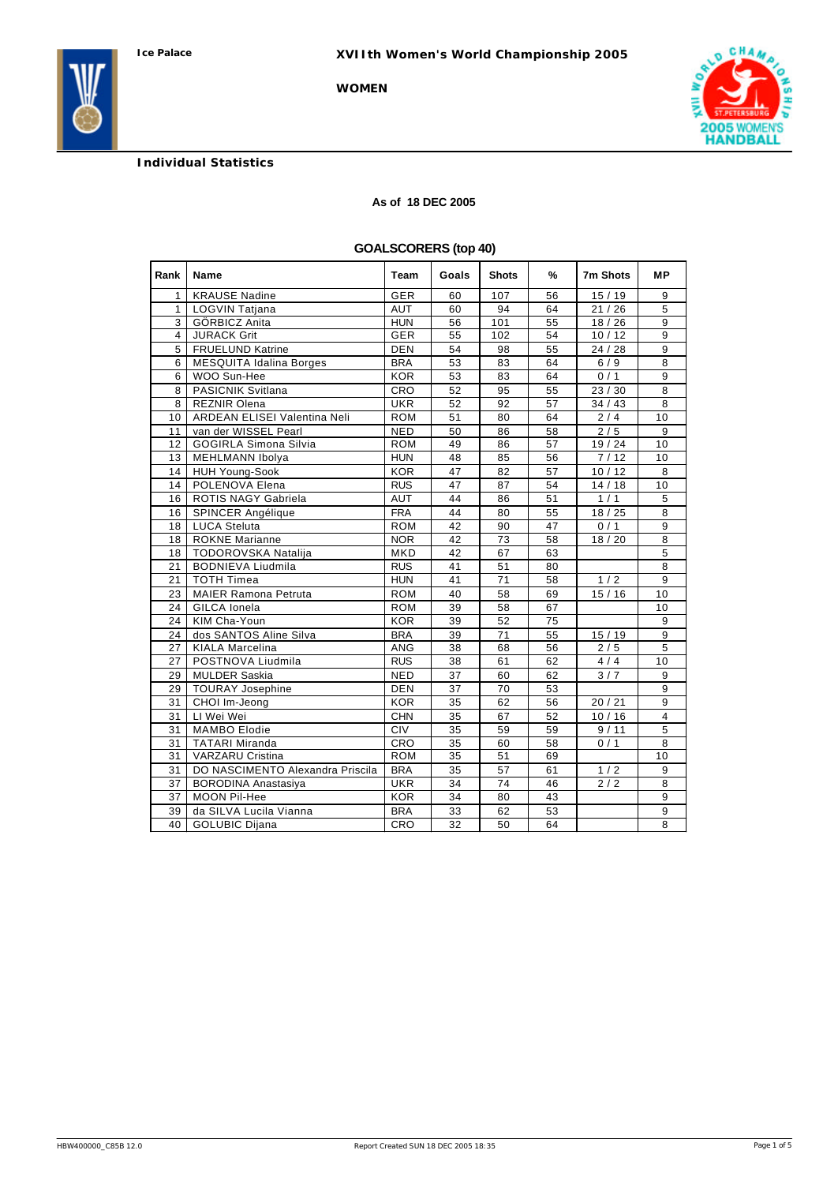# XVIIth Women's World Championship 2005

**Ice Palace**

**WOMEN**

## Individual Statistics

**As of 18 DEC 2005**

### GOALSCORERS (top 40)

| Rank | Name | Team | Goals | Shots | % | 7m Shots | MP |
|---|---|---|---|---|---|---|---|
| 1 | KRAUSE Nadine | GER | 60 | 107 | 56 | 15 / 19 | 9 |
| 1 | LOGVIN Tatjana | AUT | 60 | 94 | 64 | 21 / 26 | 5 |
| 3 | GÖRBICZ Anita | HUN | 56 | 101 | 55 | 18 / 26 | 9 |
| 4 | JURACK Grit | GER | 55 | 102 | 54 | 10 / 12 | 9 |
| 5 | FRUELUND Katrine | DEN | 54 | 98 | 55 | 24 / 28 | 9 |
| 6 | MESQUITA Idalina Borges | BRA | 53 | 83 | 64 | 6 / 9 | 8 |
| 6 | WOO Sun-Hee | KOR | 53 | 83 | 64 | 0 / 1 | 9 |
| 8 | PASICNIK Svitlana | CRO | 52 | 95 | 55 | 23 / 30 | 8 |
| 8 | REZNIR Olena | UKR | 52 | 92 | 57 | 34 / 43 | 8 |
| 10 | ARDEAN ELISEI Valentina Neli | ROM | 51 | 80 | 64 | 2 / 4 | 10 |
| 11 | van der WISSEL Pearl | NED | 50 | 86 | 58 | 2 / 5 | 9 |
| 12 | GOGIRLA Simona Silvia | ROM | 49 | 86 | 57 | 19 / 24 | 10 |
| 13 | MEHLMANN Ibolya | HUN | 48 | 85 | 56 | 7 / 12 | 10 |
| 14 | HUH Young-Sook | KOR | 47 | 82 | 57 | 10 / 12 | 8 |
| 14 | POLENOVA Elena | RUS | 47 | 87 | 54 | 14 / 18 | 10 |
| 16 | ROTIS NAGY Gabriela | AUT | 44 | 86 | 51 | 1 / 1 | 5 |
| 16 | SPINCER Angélique | FRA | 44 | 80 | 55 | 18 / 25 | 8 |
| 18 | LUCA Steluta | ROM | 42 | 90 | 47 | 0 / 1 | 9 |
| 18 | ROKNE Marianne | NOR | 42 | 73 | 58 | 18 / 20 | 8 |
| 18 | TODOROVSKA Natalija | MKD | 42 | 67 | 63 | | 5 |
| 21 | BODNIEVA Liudmila | RUS | 41 | 51 | 80 | | 8 |
| 21 | TOTH Timea | HUN | 41 | 71 | 58 | 1 / 2 | 9 |
| 23 | MAIER Ramona Petruta | ROM | 40 | 58 | 69 | 15 / 16 | 10 |
| 24 | GILCA Ionela | ROM | 39 | 58 | 67 | | 10 |
| 24 | KIM Cha-Youn | KOR | 39 | 52 | 75 | | 9 |
| 24 | dos SANTOS Aline Silva | BRA | 39 | 71 | 55 | 15 / 19 | 9 |
| 27 | KIALA Marcelina | ANG | 38 | 68 | 56 | 2 / 5 | 5 |
| 27 | POSTNOVA Liudmila | RUS | 38 | 61 | 62 | 4 / 4 | 10 |
| 29 | MULDER Saskia | NED | 37 | 60 | 62 | 3 / 7 | 9 |
| 29 | TOURAY Josephine | DEN | 37 | 70 | 53 | | 9 |
| 31 | CHOI Im-Jeong | KOR | 35 | 62 | 56 | 20 / 21 | 9 |
| 31 | LI Wei Wei | CHN | 35 | 67 | 52 | 10 / 16 | 4 |
| 31 | MAMBO Elodie | CIV | 35 | 59 | 59 | 9 / 11 | 5 |
| 31 | TATARI Miranda | CRO | 35 | 60 | 58 | 0 / 1 | 8 |
| 31 | VARZARU Cristina | ROM | 35 | 51 | 69 | | 10 |
| 31 | DO NASCIMENTO Alexandra Priscila | BRA | 35 | 57 | 61 | 1 / 2 | 9 |
| 37 | BORODINA Anastasiya | UKR | 34 | 74 | 46 | 2 / 2 | 8 |
| 37 | MOON Pil-Hee | KOR | 34 | 80 | 43 | | 9 |
| 39 | da SILVA Lucila Vianna | BRA | 33 | 62 | 53 | | 9 |
| 40 | GOLUBIC Dijana | CRO | 32 | 50 | 64 | | 8 |

HBW400000_C85B 12.0 Report Created SUN 18 DEC 2005 18:35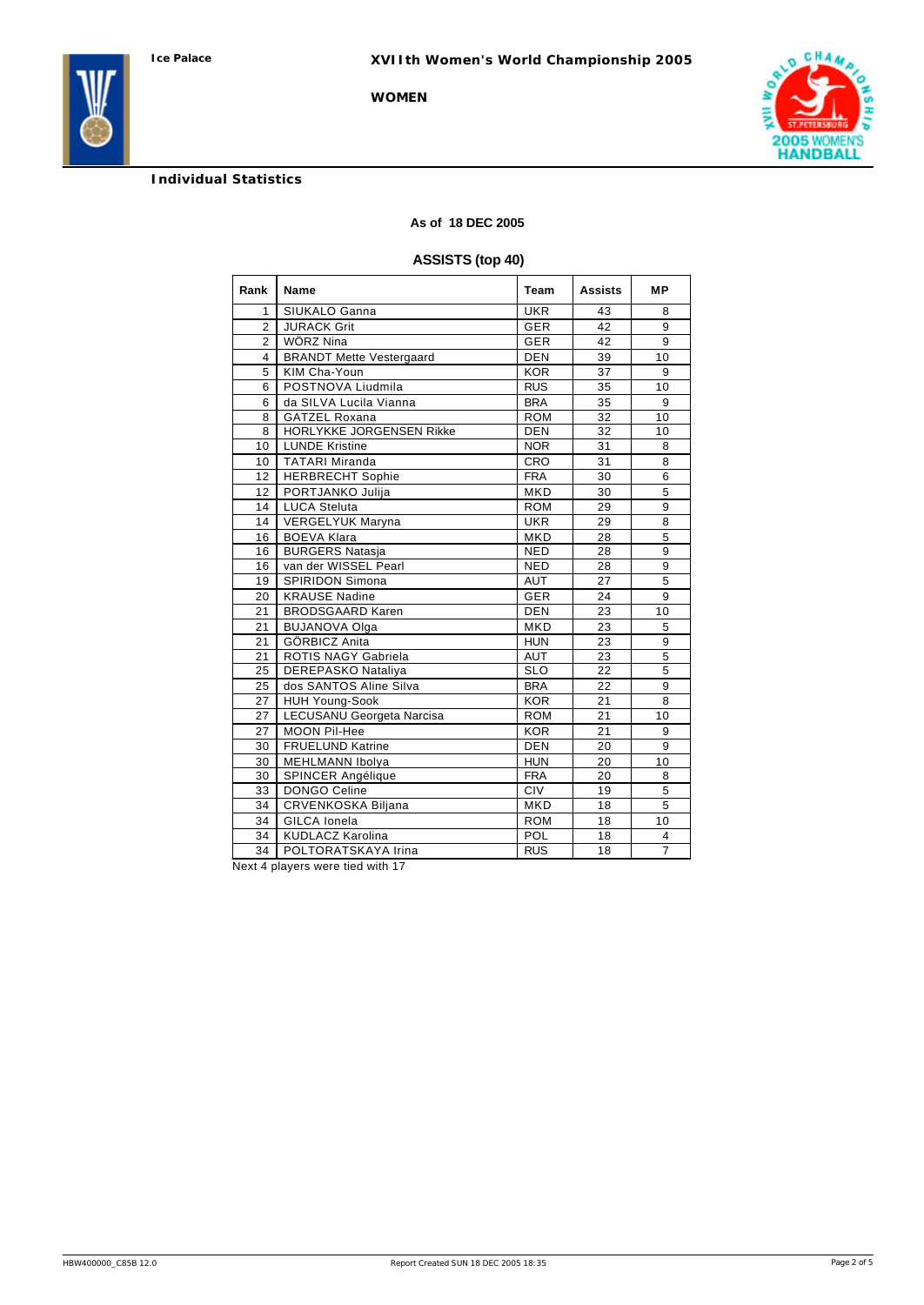Ice Palace

# XVIIth Women's World Championship 2005

**WOMEN**

## Individual Statistics

**As of 18 DEC 2005**

### ASSISTS (top 40)

| Rank | Name | Team | Assists | MP |
|---|---|---|---|---|
| 1 | SIUKALO Ganna | UKR | 43 | 8 |
| 2 | JURACK Grit | GER | 42 | 9 |
| 2 | WÖRZ Nina | GER | 42 | 9 |
| 4 | BRANDT Mette Vestergaard | DEN | 39 | 10 |
| 5 | KIM Cha-Youn | KOR | 37 | 9 |
| 6 | POSTNOVA Liudmila | RUS | 35 | 10 |
| 6 | da SILVA Lucila Vianna | BRA | 35 | 9 |
| 8 | GATZEL Roxana | ROM | 32 | 10 |
| 8 | HORLYKKE JORGENSEN Rikke | DEN | 32 | 10 |
| 10 | LUNDE Kristine | NOR | 31 | 8 |
| 10 | TATARI Miranda | CRO | 31 | 8 |
| 12 | HERBRECHT Sophie | FRA | 30 | 6 |
| 12 | PORTJANKO Julija | MKD | 30 | 5 |
| 14 | LUCA Steluta | ROM | 29 | 9 |
| 14 | VERGELYUK Maryna | UKR | 29 | 8 |
| 16 | BOEVA Klara | MKD | 28 | 5 |
| 16 | BURGERS Natasja | NED | 28 | 9 |
| 16 | van der WISSEL Pearl | NED | 28 | 9 |
| 19 | SPIRIDON Simona | AUT | 27 | 5 |
| 20 | KRAUSE Nadine | GER | 24 | 9 |
| 21 | BRODSGAARD Karen | DEN | 23 | 10 |
| 21 | BUJANOVA Olga | MKD | 23 | 5 |
| 21 | GÖRBICZ Anita | HUN | 23 | 9 |
| 21 | ROTIS NAGY Gabriela | AUT | 23 | 5 |
| 25 | DEREPASKO Nataliya | SLO | 22 | 5 |
| 25 | dos SANTOS Aline Silva | BRA | 22 | 9 |
| 27 | HUH Young-Sook | KOR | 21 | 8 |
| 27 | LECUSANU Georgeta Narcisa | ROM | 21 | 10 |
| 27 | MOON Pil-Hee | KOR | 21 | 9 |
| 30 | FRUELUND Katrine | DEN | 20 | 9 |
| 30 | MEHLMANN Ibolya | HUN | 20 | 10 |
| 30 | SPINCER Angélique | FRA | 20 | 8 |
| 33 | DONGO Celine | CIV | 19 | 5 |
| 34 | CRVENKOSKA Biljana | MKD | 18 | 5 |
| 34 | GILCA Ionela | ROM | 18 | 10 |
| 34 | KUDLACZ Karolina | POL | 18 | 4 |
| 34 | POLTORATSKAYA Irina | RUS | 18 | 7 |

Next 4 players were tied with 17

HBW400000_C85B 12.0 Report Created SUN 18 DEC 2005 18:35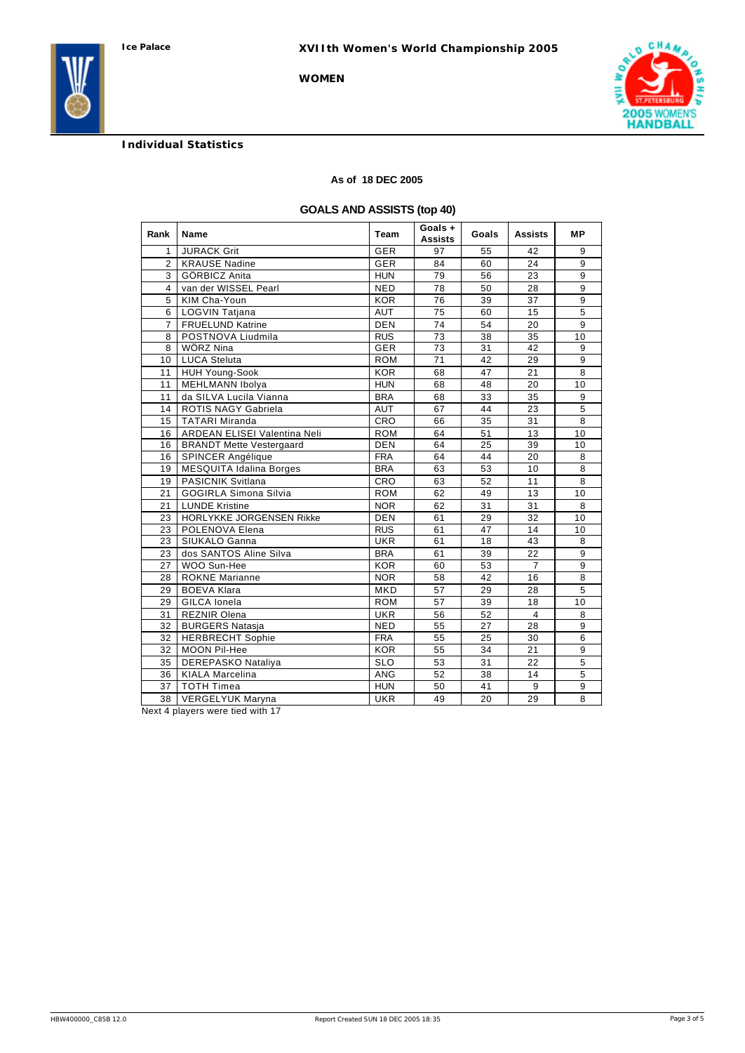Ice Palace

# XVIIth Women's World Championship 2005

**WOMEN**

## Individual Statistics

**As of 18 DEC 2005**

### GOALS AND ASSISTS (top 40)

| Rank | Name | Team | Goals + Assists | Goals | Assists | MP |
|---|---|---|---|---|---|---|
| 1 | JURACK Grit | GER | 97 | 55 | 42 | 9 |
| 2 | KRAUSE Nadine | GER | 84 | 60 | 24 | 9 |
| 3 | GÖRBICZ Anita | HUN | 79 | 56 | 23 | 9 |
| 4 | van der WISSEL Pearl | NED | 78 | 50 | 28 | 9 |
| 5 | KIM Cha-Youn | KOR | 76 | 39 | 37 | 9 |
| 6 | LOGVIN Tatjana | AUT | 75 | 60 | 15 | 5 |
| 7 | FRUELUND Katrine | DEN | 74 | 54 | 20 | 9 |
| 8 | POSTNOVA Liudmila | RUS | 73 | 38 | 35 | 10 |
| 8 | WÖRZ Nina | GER | 73 | 31 | 42 | 9 |
| 10 | LUCA Steluta | ROM | 71 | 42 | 29 | 9 |
| 11 | HUH Young-Sook | KOR | 68 | 47 | 21 | 8 |
| 11 | MEHLMANN Ibolya | HUN | 68 | 48 | 20 | 10 |
| 11 | da SILVA Lucila Vianna | BRA | 68 | 33 | 35 | 9 |
| 14 | ROTIS NAGY Gabriela | AUT | 67 | 44 | 23 | 5 |
| 15 | TATARI Miranda | CRO | 66 | 35 | 31 | 8 |
| 16 | ARDEAN ELISEI Valentina Neli | ROM | 64 | 51 | 13 | 10 |
| 16 | BRANDT Mette Vestergaard | DEN | 64 | 25 | 39 | 10 |
| 16 | SPINCER Angélique | FRA | 64 | 44 | 20 | 8 |
| 19 | MESQUITA Idalina Borges | BRA | 63 | 53 | 10 | 8 |
| 19 | PASICNIK Svitlana | CRO | 63 | 52 | 11 | 8 |
| 21 | GOGIRLA Simona Silvia | ROM | 62 | 49 | 13 | 10 |
| 21 | LUNDE Kristine | NOR | 62 | 31 | 31 | 8 |
| 23 | HORLYKKE JORGENSEN Rikke | DEN | 61 | 29 | 32 | 10 |
| 23 | POLENOVA Elena | RUS | 61 | 47 | 14 | 10 |
| 23 | SIUKALO Ganna | UKR | 61 | 18 | 43 | 8 |
| 23 | dos SANTOS Aline Silva | BRA | 61 | 39 | 22 | 9 |
| 27 | WOO Sun-Hee | KOR | 60 | 53 | 7 | 9 |
| 28 | ROKNE Marianne | NOR | 58 | 42 | 16 | 8 |
| 29 | BOEVA Klara | MKD | 57 | 29 | 28 | 5 |
| 29 | GILCA Ionela | ROM | 57 | 39 | 18 | 10 |
| 31 | REZNIR Olena | UKR | 56 | 52 | 4 | 8 |
| 32 | BURGERS Natasja | NED | 55 | 27 | 28 | 9 |
| 32 | HERBRECHT Sophie | FRA | 55 | 25 | 30 | 6 |
| 32 | MOON Pil-Hee | KOR | 55 | 34 | 21 | 9 |
| 35 | DEREPASKO Nataliya | SLO | 53 | 31 | 22 | 5 |
| 36 | KIALA Marcelina | ANG | 52 | 38 | 14 | 5 |
| 37 | TOTH Timea | HUN | 50 | 41 | 9 | 9 |
| 38 | VERGELYUK Maryna | UKR | 49 | 20 | 29 | 8 |

Next 4 players were tied with 17

HBW400000_C85B 12.0 Report Created SUN 18 DEC 2005 18:35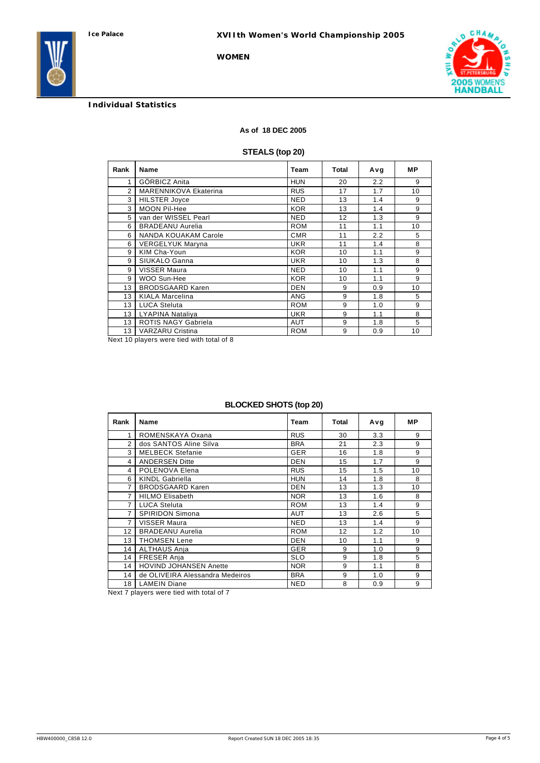Ice Palace

XVIIth Women's World Championship 2005

WOMEN

**Individual Statistics**

**As of 18 DEC 2005**

### STEALS (top 20)

| Rank | Name | Team | Total | Avg | MP |
|---|---|---|---|---|---|
| 1 | GÖRBICZ Anita | HUN | 20 | 2.2 | 9 |
| 2 | MARENNIKOVA Ekaterina | RUS | 17 | 1.7 | 10 |
| 3 | HILSTER Joyce | NED | 13 | 1.4 | 9 |
| 3 | MOON Pil-Hee | KOR | 13 | 1.4 | 9 |
| 5 | van der WISSEL Pearl | NED | 12 | 1.3 | 9 |
| 6 | BRADEANU Aurelia | ROM | 11 | 1.1 | 10 |
| 6 | NANDA KOUAKAM Carole | CMR | 11 | 2.2 | 5 |
| 6 | VERGELYUK Maryna | UKR | 11 | 1.4 | 8 |
| 9 | KIM Cha-Youn | KOR | 10 | 1.1 | 9 |
| 9 | SIUKALO Ganna | UKR | 10 | 1.3 | 8 |
| 9 | VISSER Maura | NED | 10 | 1.1 | 9 |
| 9 | WOO Sun-Hee | KOR | 10 | 1.1 | 9 |
| 13 | BRODSGAARD Karen | DEN | 9 | 0.9 | 10 |
| 13 | KIALA Marcelina | ANG | 9 | 1.8 | 5 |
| 13 | LUCA Steluta | ROM | 9 | 1.0 | 9 |
| 13 | LYAPINA Nataliya | UKR | 9 | 1.1 | 8 |
| 13 | ROTIS NAGY Gabriela | AUT | 9 | 1.8 | 5 |
| 13 | VARZARU Cristina | ROM | 9 | 0.9 | 10 |

Next 10 players were tied with total of 8

### BLOCKED SHOTS (top 20)

| Rank | Name | Team | Total | Avg | MP |
|---|---|---|---|---|---|
| 1 | ROMENSKAYA Oxana | RUS | 30 | 3.3 | 9 |
| 2 | dos SANTOS Aline Silva | BRA | 21 | 2.3 | 9 |
| 3 | MELBECK Stefanie | GER | 16 | 1.8 | 9 |
| 4 | ANDERSEN Ditte | DEN | 15 | 1.7 | 9 |
| 4 | POLENOVA Elena | RUS | 15 | 1.5 | 10 |
| 6 | KINDL Gabriella | HUN | 14 | 1.8 | 8 |
| 7 | BRODSGAARD Karen | DEN | 13 | 1.3 | 10 |
| 7 | HILMO Elisabeth | NOR | 13 | 1.6 | 8 |
| 7 | LUCA Steluta | ROM | 13 | 1.4 | 9 |
| 7 | SPIRIDON Simona | AUT | 13 | 2.6 | 5 |
| 7 | VISSER Maura | NED | 13 | 1.4 | 9 |
| 12 | BRADEANU Aurelia | ROM | 12 | 1.2 | 10 |
| 13 | THOMSEN Lene | DEN | 10 | 1.1 | 9 |
| 14 | ALTHAUS Anja | GER | 9 | 1.0 | 9 |
| 14 | FRESER Anja | SLO | 9 | 1.8 | 5 |
| 14 | HOVIND JOHANSEN Anette | NOR | 9 | 1.1 | 8 |
| 14 | de OLIVEIRA Alessandra Medeiros | BRA | 9 | 1.0 | 9 |
| 18 | LAMEIN Diane | NED | 8 | 0.9 | 9 |

Next 7 players were tied with total of 7

HBW400000_C85B 12.0 Report Created SUN 18 DEC 2005 18:35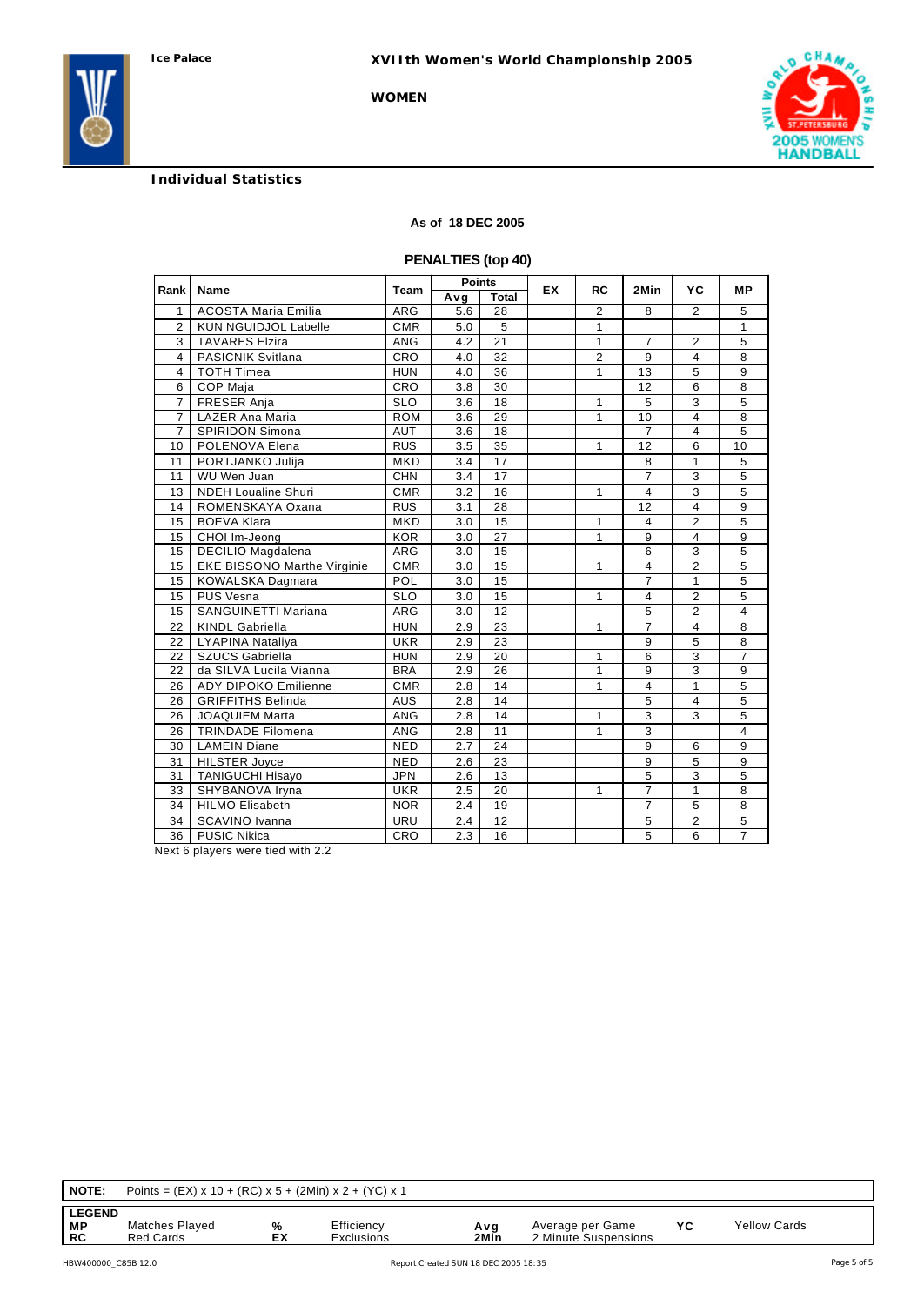Ice Palace

XVIIth Women's World Championship 2005

WOMEN

**Individual Statistics**

**As of 18 DEC 2005**

## PENALTIES (top 40)

| Rank | Name | Team | Points | | EX | RC | 2Min | YC | MP |
|---|---|---|---|---|---|---|---|---|---|
| | | | Avg | Total | | | | | |
| 1 | ACOSTA Maria Emilia | ARG | 5.6 | 28 | | 2 | 8 | 2 | 5 |
| 2 | KUN NGUIDJOL Labelle | CMR | 5.0 | 5 | | 1 | | | 1 |
| 3 | TAVARES Elzira | ANG | 4.2 | 21 | | 1 | 7 | 2 | 5 |
| 4 | PASICNIK Svitlana | CRO | 4.0 | 32 | | 2 | 9 | 4 | 8 |
| 4 | TOTH Timea | HUN | 4.0 | 36 | | 1 | 13 | 5 | 9 |
| 6 | COP Maja | CRO | 3.8 | 30 | | | 12 | 6 | 8 |
| 7 | FRESER Anja | SLO | 3.6 | 18 | | 1 | 5 | 3 | 5 |
| 7 | LAZER Ana Maria | ROM | 3.6 | 29 | | 1 | 10 | 4 | 8 |
| 7 | SPIRIDON Simona | AUT | 3.6 | 18 | | | 7 | 4 | 5 |
| 10 | POLENOVA Elena | RUS | 3.5 | 35 | | 1 | 12 | 6 | 10 |
| 11 | PORTJANKO Julija | MKD | 3.4 | 17 | | | 8 | 1 | 5 |
| 11 | WU Wen Juan | CHN | 3.4 | 17 | | | 7 | 3 | 5 |
| 13 | NDEH Loualine Shuri | CMR | 3.2 | 16 | | 1 | 4 | 3 | 5 |
| 14 | ROMENSKAYA Oxana | RUS | 3.1 | 28 | | | 12 | 4 | 9 |
| 15 | BOEVA Klara | MKD | 3.0 | 15 | | 1 | 4 | 2 | 5 |
| 15 | CHOI Im-Jeong | KOR | 3.0 | 27 | | 1 | 9 | 4 | 9 |
| 15 | DECILIO Magdalena | ARG | 3.0 | 15 | | | 6 | 3 | 5 |
| 15 | EKE BISSONO Marthe Virginie | CMR | 3.0 | 15 | | 1 | 4 | 2 | 5 |
| 15 | KOWALSKA Dagmara | POL | 3.0 | 15 | | | 7 | 1 | 5 |
| 15 | PUS Vesna | SLO | 3.0 | 15 | | 1 | 4 | 2 | 5 |
| 15 | SANGUINETTI Mariana | ARG | 3.0 | 12 | | | 5 | 2 | 4 |
| 22 | KINDL Gabriella | HUN | 2.9 | 23 | | 1 | 7 | 4 | 8 |
| 22 | LYAPINA Nataliya | UKR | 2.9 | 23 | | | 9 | 5 | 8 |
| 22 | SZUCS Gabriella | HUN | 2.9 | 20 | | 1 | 6 | 3 | 7 |
| 22 | da SILVA Lucila Vianna | BRA | 2.9 | 26 | | 1 | 9 | 3 | 9 |
| 26 | ADY DIPOKO Emilienne | CMR | 2.8 | 14 | | 1 | 4 | 1 | 5 |
| 26 | GRIFFITHS Belinda | AUS | 2.8 | 14 | | | 5 | 4 | 5 |
| 26 | JOAQUIEM Marta | ANG | 2.8 | 14 | | 1 | 3 | 3 | 5 |
| 26 | TRINDADE Filomena | ANG | 2.8 | 11 | | 1 | 3 | | 4 |
| 30 | LAMEIN Diane | NED | 2.7 | 24 | | | 9 | 6 | 9 |
| 31 | HILSTER Joyce | NED | 2.6 | 23 | | | 9 | 5 | 9 |
| 31 | TANIGUCHI Hisayo | JPN | 2.6 | 13 | | | 5 | 3 | 5 |
| 33 | SHYBANOVA Iryna | UKR | 2.5 | 20 | | 1 | 7 | 1 | 8 |
| 34 | HILMO Elisabeth | NOR | 2.4 | 19 | | | 7 | 5 | 8 |
| 34 | SCAVINO Ivanna | URU | 2.4 | 12 | | | 5 | 2 | 5 |
| 36 | PUSIC Nikica | CRO | 2.3 | 16 | | | 5 | 6 | 7 |

Next 6 players were tied with 2.2

**NOTE:** Points = (EX) x 10 + (RC) x 5 + (2Min) x 2 + (YC) x 1

| | | | | | | | |
|---|---|---|---|---|---|---|---|
| **LEGEND** | | | | | | | |
| **MP** | Matches Played | **%** | Efficiency | **Avg** | Average per Game | **YC** | Yellow Cards |
| **RC** | Red Cards | **EX** | Exclusions | **2Min** | 2 Minute Suspensions | | |

HBW400000_C85B 12.0 Report Created SUN 18 DEC 2005 18:35